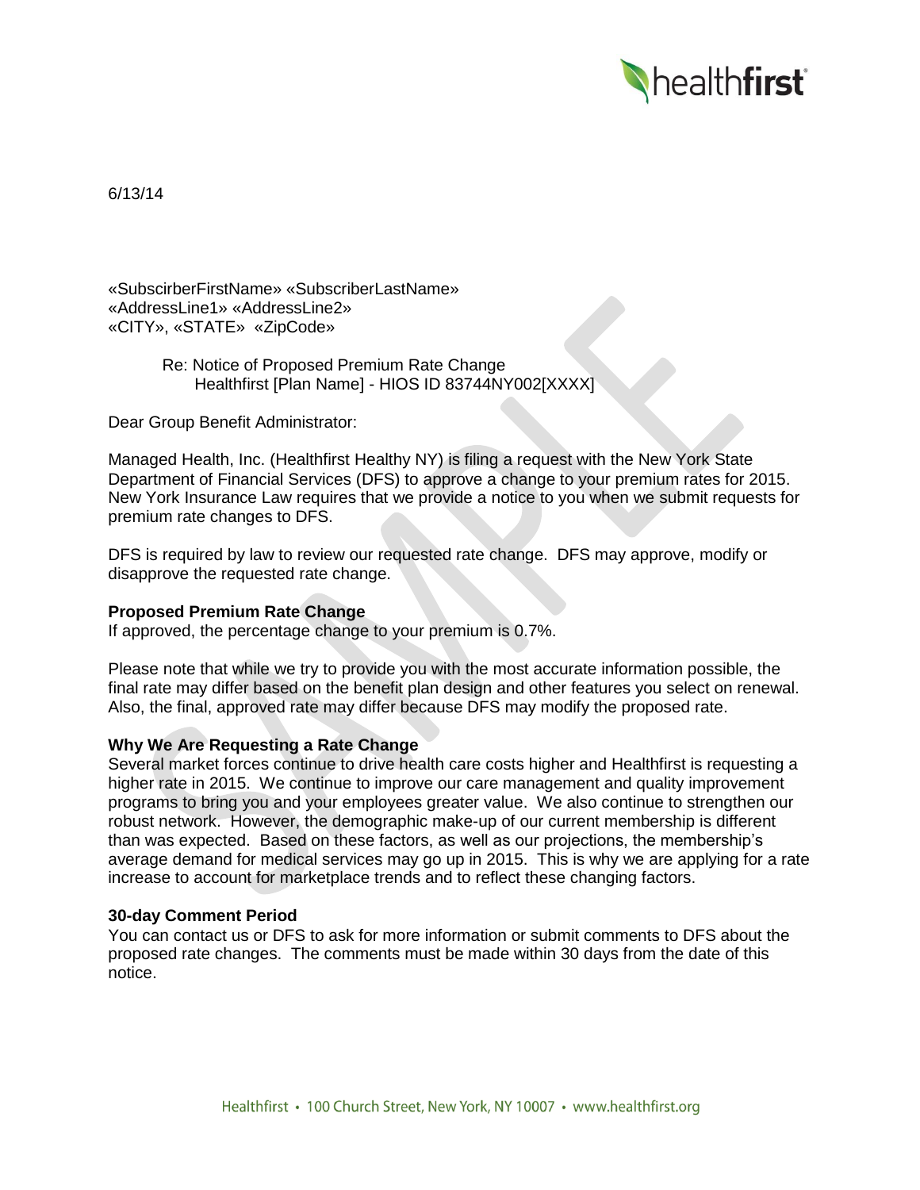6/13/14

«SubscirberFirstName» «SubscriberLastName»
«AddressLine1» «AddressLine2»
«CITY», «STATE» «ZipCode»

Re: Notice of Proposed Premium Rate Change
Healthfirst [Plan Name] - HIOS ID 83744NY002[XXXX]

Dear Group Benefit Administrator:

Managed Health, Inc. (Healthfirst Healthy NY) is filing a request with the New York State Department of Financial Services (DFS) to approve a change to your premium rates for 2015. New York Insurance Law requires that we provide a notice to you when we submit requests for premium rate changes to DFS.

DFS is required by law to review our requested rate change. DFS may approve, modify or disapprove the requested rate change.

**Proposed Premium Rate Change**

If approved, the percentage change to your premium is 0.7%.

Please note that while we try to provide you with the most accurate information possible, the final rate may differ based on the benefit plan design and other features you select on renewal. Also, the final, approved rate may differ because DFS may modify the proposed rate.

**Why We Are Requesting a Rate Change**

Several market forces continue to drive health care costs higher and Healthfirst is requesting a higher rate in 2015. We continue to improve our care management and quality improvement programs to bring you and your employees greater value. We also continue to strengthen our robust network. However, the demographic make-up of our current membership is different than was expected. Based on these factors, as well as our projections, the membership's average demand for medical services may go up in 2015. This is why we are applying for a rate increase to account for marketplace trends and to reflect these changing factors.

**30-day Comment Period**

You can contact us or DFS to ask for more information or submit comments to DFS about the proposed rate changes. The comments must be made within 30 days from the date of this notice.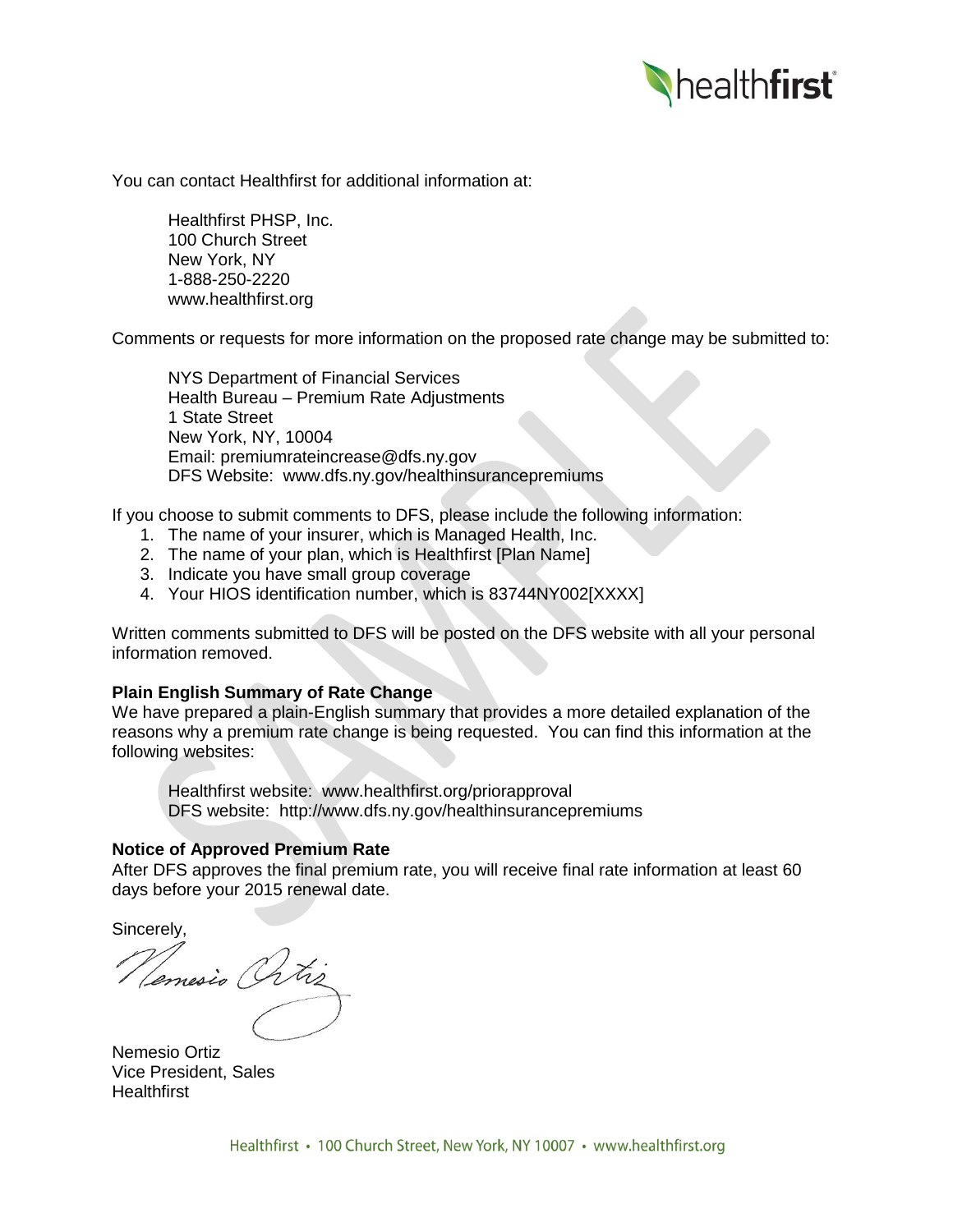You can contact Healthfirst for additional information at:

Healthfirst PHSP, Inc.
100 Church Street
New York, NY
1-888-250-2220
www.healthfirst.org

Comments or requests for more information on the proposed rate change may be submitted to:

NYS Department of Financial Services
Health Bureau – Premium Rate Adjustments
1 State Street
New York, NY, 10004
Email: premiumrateincrease@dfs.ny.gov
DFS Website: www.dfs.ny.gov/healthinsurancepremiums

If you choose to submit comments to DFS, please include the following information:

1. The name of your insurer, which is Managed Health, Inc.
2. The name of your plan, which is Healthfirst [Plan Name]
3. Indicate you have small group coverage
4. Your HIOS identification number, which is 83744NY002[XXXX]

Written comments submitted to DFS will be posted on the DFS website with all your personal information removed.

**Plain English Summary of Rate Change**
We have prepared a plain-English summary that provides a more detailed explanation of the reasons why a premium rate change is being requested. You can find this information at the following websites:

Healthfirst website: www.healthfirst.org/priorapproval
DFS website: http://www.dfs.ny.gov/healthinsurancepremiums

**Notice of Approved Premium Rate**
After DFS approves the final premium rate, you will receive final rate information at least 60 days before your 2015 renewal date.

Sincerely,

Nemesio Ortiz
Vice President, Sales
Healthfirst